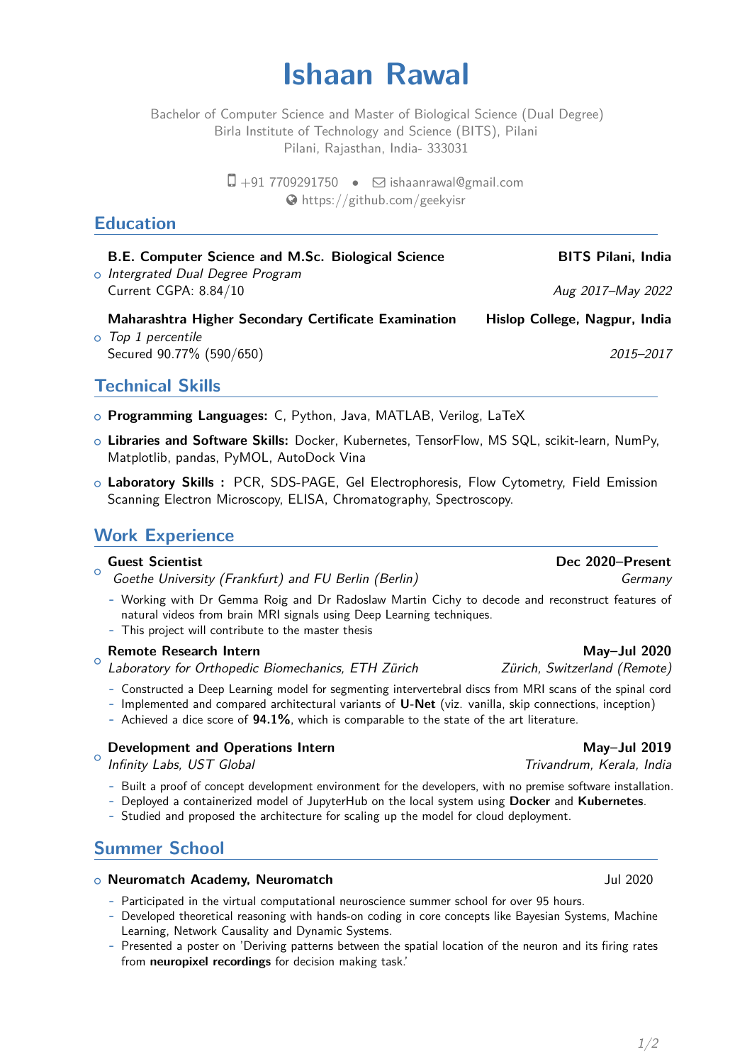# Ishaan Rawal

Bachelor of Computer Science and Master of Biological Science (Dual Degree)
Birla Institute of Technology and Science (BITS), Pilani
Pilani, Rajasthan, India- 333031

+91 7709291750 • ishaanrawal@gmail.com
https://github.com/geekyisr

## Education

- **B.E. Computer Science and M.Sc. Biological Science** — **BITS Pilani, India**
  *Intergrated Dual Degree Program*
  Current CGPA: 8.84/10 — *Aug 2017–May 2022*

- **Maharashtra Higher Secondary Certificate Examination** — **Hislop College, Nagpur, India**
  *Top 1 percentile*
  Secured 90.77% (590/650) — *2015–2017*

## Technical Skills

- **Programming Languages:** C, Python, Java, MATLAB, Verilog, LaTeX
- **Libraries and Software Skills:** Docker, Kubernetes, TensorFlow, MS SQL, scikit-learn, NumPy, Matplotlib, pandas, PyMOL, AutoDock Vina
- **Laboratory Skills :** PCR, SDS-PAGE, Gel Electrophoresis, Flow Cytometry, Field Emission Scanning Electron Microscopy, ELISA, Chromatography, Spectroscopy.

## Work Experience

- **Guest Scientist** — **Dec 2020–Present**
  *Goethe University (Frankfurt) and FU Berlin (Berlin)* — *Germany*
  - Working with Dr Gemma Roig and Dr Radoslaw Martin Cichy to decode and reconstruct features of natural videos from brain MRI signals using Deep Learning techniques.
  - This project will contribute to the master thesis

- **Remote Research Intern** — **May–Jul 2020**
  *Laboratory for Orthopedic Biomechanics, ETH Zürich* — *Zürich, Switzerland (Remote)*
  - Constructed a Deep Learning model for segmenting intervertebral discs from MRI scans of the spinal cord
  - Implemented and compared architectural variants of **U-Net** (viz. vanilla, skip connections, inception)
  - Achieved a dice score of **94.1%**, which is comparable to the state of the art literature.

- **Development and Operations Intern** — **May–Jul 2019**
  *Infinity Labs, UST Global* — *Trivandrum, Kerala, India*
  - Built a proof of concept development environment for the developers, with no premise software installation.
  - Deployed a containerized model of JupyterHub on the local system using **Docker** and **Kubernetes**.
  - Studied and proposed the architecture for scaling up the model for cloud deployment.

## Summer School

- **Neuromatch Academy, Neuromatch** — Jul 2020
  - Participated in the virtual computational neuroscience summer school for over 95 hours.
  - Developed theoretical reasoning with hands-on coding in core concepts like Bayesian Systems, Machine Learning, Network Causality and Dynamic Systems.
  - Presented a poster on 'Deriving patterns between the spatial location of the neuron and its firing rates from **neuropixel recordings** for decision making task.'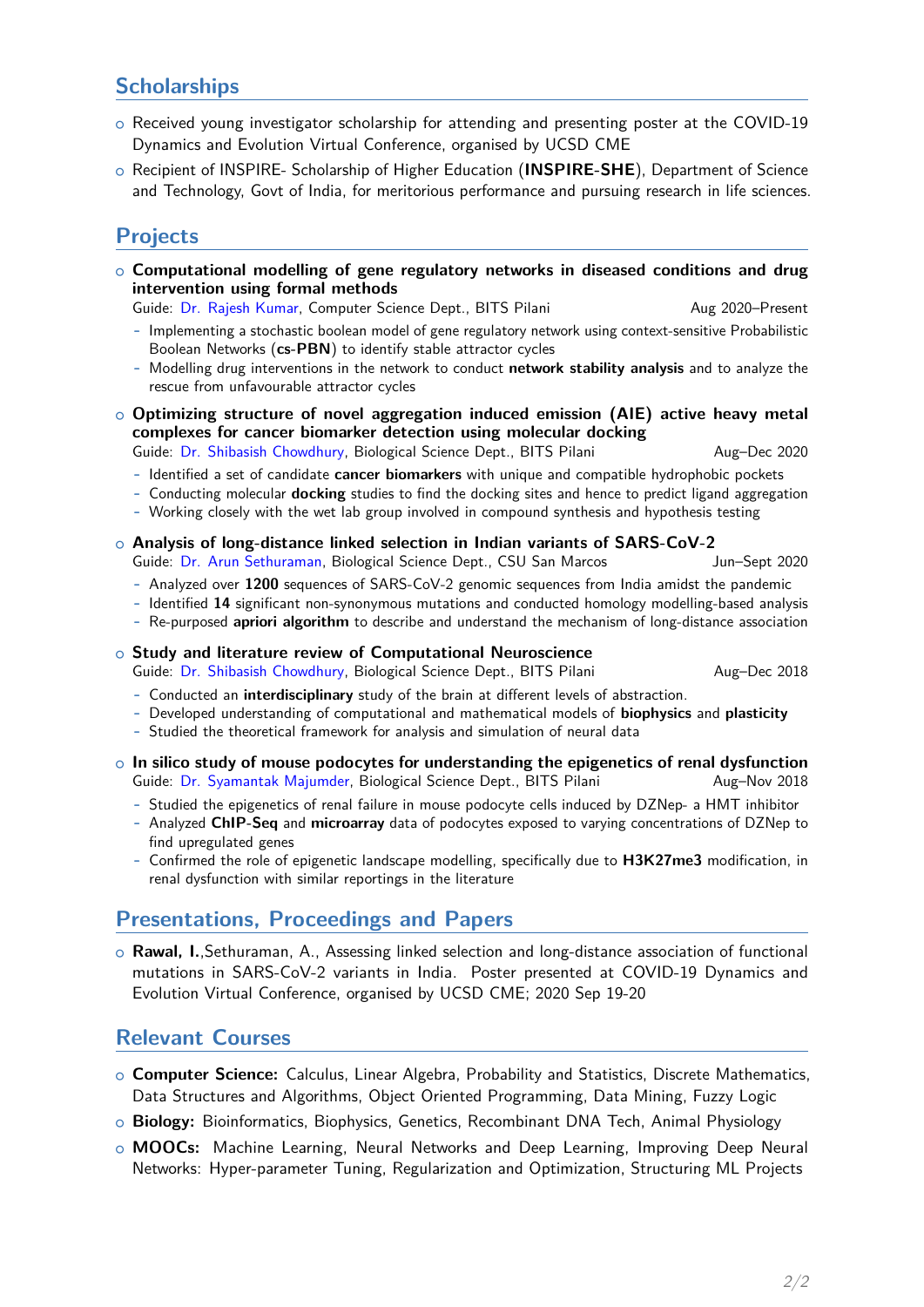## Scholarships

- Received young investigator scholarship for attending and presenting poster at the COVID-19 Dynamics and Evolution Virtual Conference, organised by UCSD CME
- Recipient of INSPIRE- Scholarship of Higher Education (**INSPIRE-SHE**), Department of Science and Technology, Govt of India, for meritorious performance and pursuing research in life sciences.

## Projects

- **Computational modelling of gene regulatory networks in diseased conditions and drug intervention using formal methods**
  Guide: Dr. Rajesh Kumar, Computer Science Dept., BITS Pilani — Aug 2020–Present
  - Implementing a stochastic boolean model of gene regulatory network using context-sensitive Probabilistic Boolean Networks (**cs-PBN**) to identify stable attractor cycles
  - Modelling drug interventions in the network to conduct **network stability analysis** and to analyze the rescue from unfavourable attractor cycles
- **Optimizing structure of novel aggregation induced emission (AIE) active heavy metal complexes for cancer biomarker detection using molecular docking**
  Guide: Dr. Shibasish Chowdhury, Biological Science Dept., BITS Pilani — Aug–Dec 2020
  - Identified a set of candidate **cancer biomarkers** with unique and compatible hydrophobic pockets
  - Conducting molecular **docking** studies to find the docking sites and hence to predict ligand aggregation
  - Working closely with the wet lab group involved in compound synthesis and hypothesis testing
- **Analysis of long-distance linked selection in Indian variants of SARS-CoV-2**
  Guide: Dr. Arun Sethuraman, Biological Science Dept., CSU San Marcos — Jun–Sept 2020
  - Analyzed over **1200** sequences of SARS-CoV-2 genomic sequences from India amidst the pandemic
  - Identified **14** significant non-synonymous mutations and conducted homology modelling-based analysis
  - Re-purposed **apriori algorithm** to describe and understand the mechanism of long-distance association
- **Study and literature review of Computational Neuroscience**
  Guide: Dr. Shibasish Chowdhury, Biological Science Dept., BITS Pilani — Aug–Dec 2018
  - Conducted an **interdisciplinary** study of the brain at different levels of abstraction.
  - Developed understanding of computational and mathematical models of **biophysics** and **plasticity**
  - Studied the theoretical framework for analysis and simulation of neural data
- **In silico study of mouse podocytes for understanding the epigenetics of renal dysfunction**
  Guide: Dr. Syamantak Majumder, Biological Science Dept., BITS Pilani — Aug–Nov 2018
  - Studied the epigenetics of renal failure in mouse podocyte cells induced by DZNep- a HMT inhibitor
  - Analyzed **ChIP-Seq** and **microarray** data of podocytes exposed to varying concentrations of DZNep to find upregulated genes
  - Confirmed the role of epigenetic landscape modelling, specifically due to **H3K27me3** modification, in renal dysfunction with similar reportings in the literature

## Presentations, Proceedings and Papers

- **Rawal, I.**,Sethuraman, A., Assessing linked selection and long-distance association of functional mutations in SARS-CoV-2 variants in India. Poster presented at COVID-19 Dynamics and Evolution Virtual Conference, organised by UCSD CME; 2020 Sep 19-20

## Relevant Courses

- **Computer Science:** Calculus, Linear Algebra, Probability and Statistics, Discrete Mathematics, Data Structures and Algorithms, Object Oriented Programming, Data Mining, Fuzzy Logic
- **Biology:** Bioinformatics, Biophysics, Genetics, Recombinant DNA Tech, Animal Physiology
- **MOOCs:** Machine Learning, Neural Networks and Deep Learning, Improving Deep Neural Networks: Hyper-parameter Tuning, Regularization and Optimization, Structuring ML Projects